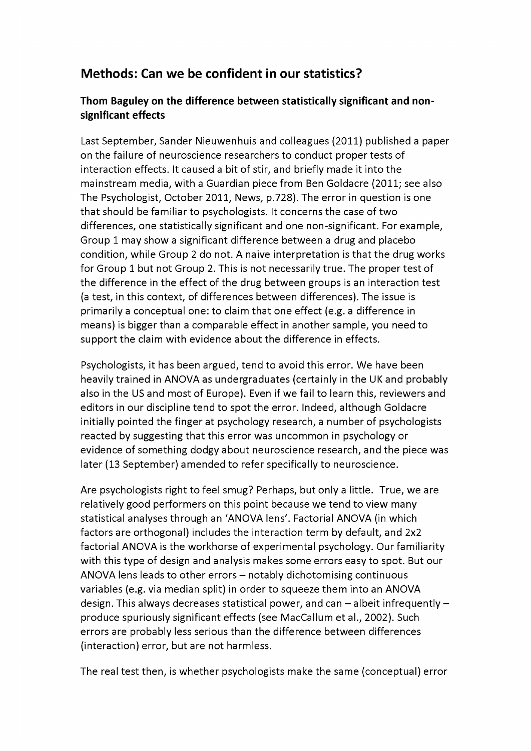## Methods: Can we be confident in our statistics?

### Thom Baguley on the difference between statistically significant and non-significant effects

Last September, Sander Nieuwenhuis and colleagues (2011) published a paper on the failure of neuroscience researchers to conduct proper tests of interaction effects. It caused a bit of stir, and briefly made it into the mainstream media, with a Guardian piece from Ben Goldacre (2011; see also The Psychologist, October 2011, News, p.728). The error in question is one that should be familiar to psychologists. It concerns the case of two differences, one statistically significant and one non-significant. For example, Group 1 may show a significant difference between a drug and placebo condition, while Group 2 do not. A naive interpretation is that the drug works for Group 1 but not Group 2. This is not necessarily true. The proper test of the difference in the effect of the drug between groups is an interaction test (a test, in this context, of differences between differences). The issue is primarily a conceptual one: to claim that one effect (e.g. a difference in means) is bigger than a comparable effect in another sample, you need to support the claim with evidence about the difference in effects.

Psychologists, it has been argued, tend to avoid this error. We have been heavily trained in ANOVA as undergraduates (certainly in the UK and probably also in the US and most of Europe). Even if we fail to learn this, reviewers and editors in our discipline tend to spot the error. Indeed, although Goldacre initially pointed the finger at psychology research, a number of psychologists reacted by suggesting that this error was uncommon in psychology or evidence of something dodgy about neuroscience research, and the piece was later (13 September) amended to refer specifically to neuroscience.

Are psychologists right to feel smug? Perhaps, but only a little. True, we are relatively good performers on this point because we tend to view many statistical analyses through an 'ANOVA lens'. Factorial ANOVA (in which factors are orthogonal) includes the interaction term by default, and 2x2 factorial ANOVA is the workhorse of experimental psychology. Our familiarity with this type of design and analysis makes some errors easy to spot. But our ANOVA lens leads to other errors – notably dichotomising continuous variables (e.g. via median split) in order to squeeze them into an ANOVA design. This always decreases statistical power, and can – albeit infrequently – produce spuriously significant effects (see MacCallum et al., 2002). Such errors are probably less serious than the difference between differences (interaction) error, but are not harmless.

The real test then, is whether psychologists make the same (conceptual) error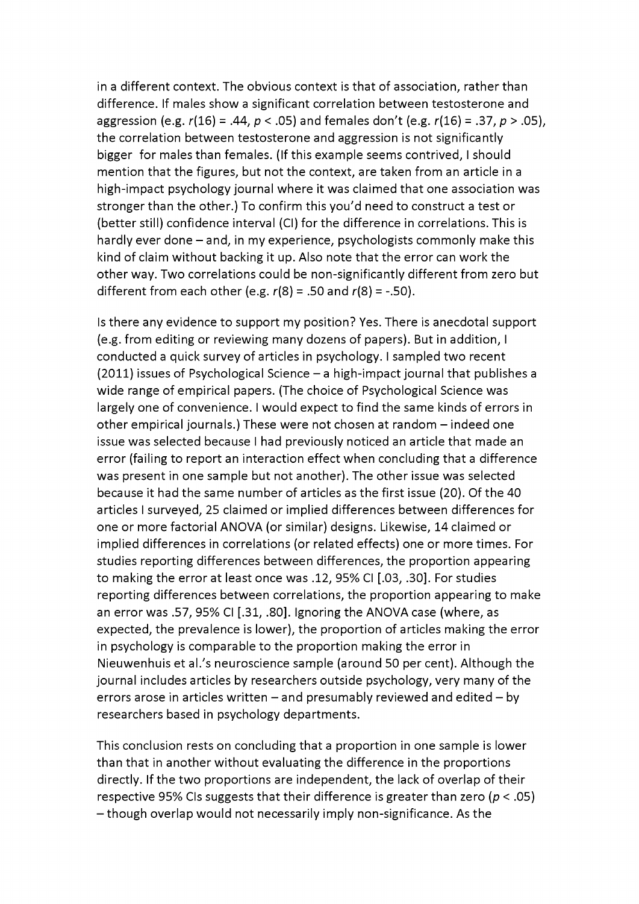in a different context. The obvious context is that of association, rather than difference. If males show a significant correlation between testosterone and aggression (e.g. $r(16) = .44$, $p < .05$) and females don't (e.g. $r(16) = .37$, $p > .05$), the correlation between testosterone and aggression is not significantly bigger for males than females. (If this example seems contrived, I should mention that the figures, but not the context, are taken from an article in a high-impact psychology journal where it was claimed that one association was stronger than the other.) To confirm this you'd need to construct a test or (better still) confidence interval (CI) for the difference in correlations. This is hardly ever done – and, in my experience, psychologists commonly make this kind of claim without backing it up. Also note that the error can work the other way. Two correlations could be non-significantly different from zero but different from each other (e.g. $r(8) = .50$ and $r(8) = -.50$).

Is there any evidence to support my position? Yes. There is anecdotal support (e.g. from editing or reviewing many dozens of papers). But in addition, I conducted a quick survey of articles in psychology. I sampled two recent (2011) issues of Psychological Science – a high-impact journal that publishes a wide range of empirical papers. (The choice of Psychological Science was largely one of convenience. I would expect to find the same kinds of errors in other empirical journals.) These were not chosen at random – indeed one issue was selected because I had previously noticed an article that made an error (failing to report an interaction effect when concluding that a difference was present in one sample but not another). The other issue was selected because it had the same number of articles as the first issue (20). Of the 40 articles I surveyed, 25 claimed or implied differences between differences for one or more factorial ANOVA (or similar) designs. Likewise, 14 claimed or implied differences in correlations (or related effects) one or more times. For studies reporting differences between differences, the proportion appearing to making the error at least once was .12, 95% CI [.03, .30]. For studies reporting differences between correlations, the proportion appearing to make an error was .57, 95% CI [.31, .80]. Ignoring the ANOVA case (where, as expected, the prevalence is lower), the proportion of articles making the error in psychology is comparable to the proportion making the error in Nieuwenhuis et al.'s neuroscience sample (around 50 per cent). Although the journal includes articles by researchers outside psychology, very many of the errors arose in articles written – and presumably reviewed and edited – by researchers based in psychology departments.

This conclusion rests on concluding that a proportion in one sample is lower than that in another without evaluating the difference in the proportions directly. If the two proportions are independent, the lack of overlap of their respective 95% CIs suggests that their difference is greater than zero ($p < .05$) – though overlap would not necessarily imply non-significance. As the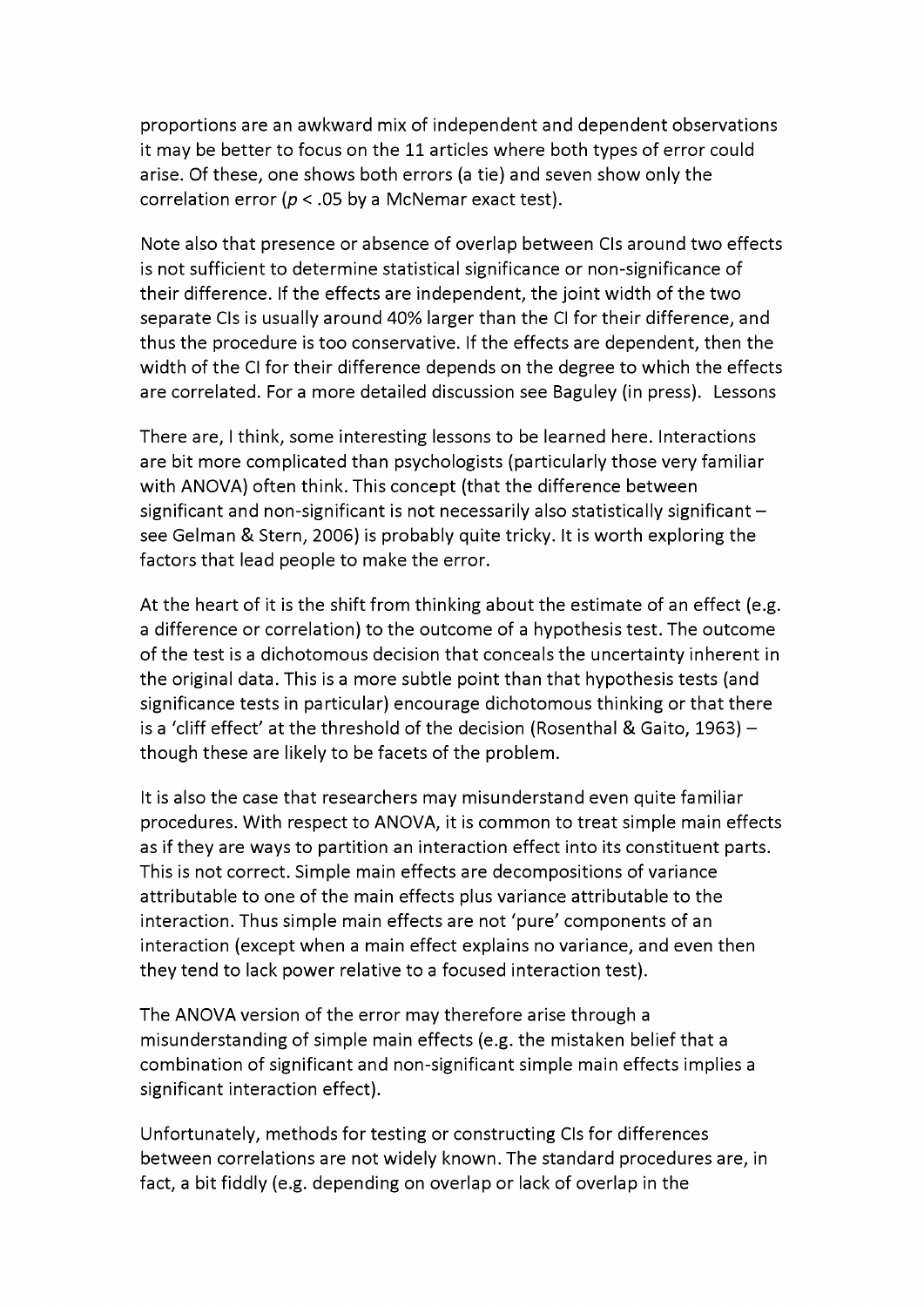proportions are an awkward mix of independent and dependent observations it may be better to focus on the 11 articles where both types of error could arise. Of these, one shows both errors (a tie) and seven show only the correlation error ($p < .05$ by a McNemar exact test).

Note also that presence or absence of overlap between CIs around two effects is not sufficient to determine statistical significance or non-significance of their difference. If the effects are independent, the joint width of the two separate CIs is usually around 40% larger than the CI for their difference, and thus the procedure is too conservative. If the effects are dependent, then the width of the CI for their difference depends on the degree to which the effects are correlated. For a more detailed discussion see Baguley (in press). Lessons

There are, I think, some interesting lessons to be learned here. Interactions are bit more complicated than psychologists (particularly those very familiar with ANOVA) often think. This concept (that the difference between significant and non-significant is not necessarily also statistically significant – see Gelman & Stern, 2006) is probably quite tricky. It is worth exploring the factors that lead people to make the error.

At the heart of it is the shift from thinking about the estimate of an effect (e.g. a difference or correlation) to the outcome of a hypothesis test. The outcome of the test is a dichotomous decision that conceals the uncertainty inherent in the original data. This is a more subtle point than that hypothesis tests (and significance tests in particular) encourage dichotomous thinking or that there is a 'cliff effect' at the threshold of the decision (Rosenthal & Gaito, 1963) – though these are likely to be facets of the problem.

It is also the case that researchers may misunderstand even quite familiar procedures. With respect to ANOVA, it is common to treat simple main effects as if they are ways to partition an interaction effect into its constituent parts. This is not correct. Simple main effects are decompositions of variance attributable to one of the main effects plus variance attributable to the interaction. Thus simple main effects are not 'pure' components of an interaction (except when a main effect explains no variance, and even then they tend to lack power relative to a focused interaction test).

The ANOVA version of the error may therefore arise through a misunderstanding of simple main effects (e.g. the mistaken belief that a combination of significant and non-significant simple main effects implies a significant interaction effect).

Unfortunately, methods for testing or constructing CIs for differences between correlations are not widely known. The standard procedures are, in fact, a bit fiddly (e.g. depending on overlap or lack of overlap in the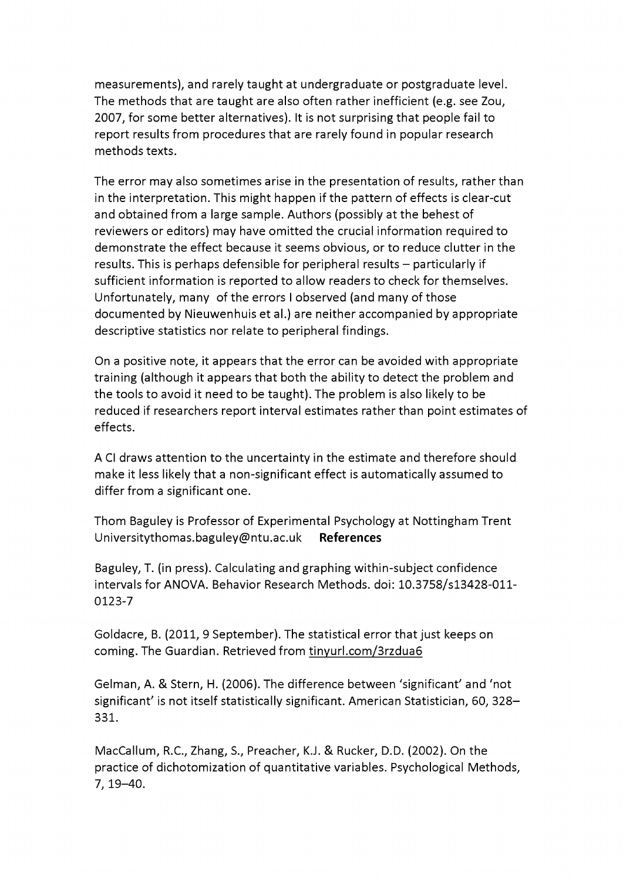measurements), and rarely taught at undergraduate or postgraduate level. The methods that are taught are also often rather inefficient (e.g. see Zou, 2007, for some better alternatives). It is not surprising that people fail to report results from procedures that are rarely found in popular research methods texts.

The error may also sometimes arise in the presentation of results, rather than in the interpretation. This might happen if the pattern of effects is clear-cut and obtained from a large sample. Authors (possibly at the behest of reviewers or editors) may have omitted the crucial information required to demonstrate the effect because it seems obvious, or to reduce clutter in the results. This is perhaps defensible for peripheral results – particularly if sufficient information is reported to allow readers to check for themselves. Unfortunately, many of the errors I observed (and many of those documented by Nieuwenhuis et al.) are neither accompanied by appropriate descriptive statistics nor relate to peripheral findings.

On a positive note, it appears that the error can be avoided with appropriate training (although it appears that both the ability to detect the problem and the tools to avoid it need to be taught). The problem is also likely to be reduced if researchers report interval estimates rather than point estimates of effects.

A CI draws attention to the uncertainty in the estimate and therefore should make it less likely that a non-significant effect is automatically assumed to differ from a significant one.

Thom Baguley is Professor of Experimental Psychology at Nottingham Trent Universitythomas.baguley@ntu.ac.uk

**References**

Baguley, T. (in press). Calculating and graphing within-subject confidence intervals for ANOVA. Behavior Research Methods. doi: 10.3758/s13428-011-0123-7

Goldacre, B. (2011, 9 September). The statistical error that just keeps on coming. The Guardian. Retrieved from tinyurl.com/3rzdua6

Gelman, A. & Stern, H. (2006). The difference between 'significant' and 'not significant' is not itself statistically significant. American Statistician, 60, 328–331.

MacCallum, R.C., Zhang, S., Preacher, K.J. & Rucker, D.D. (2002). On the practice of dichotomization of quantitative variables. Psychological Methods, 7, 19–40.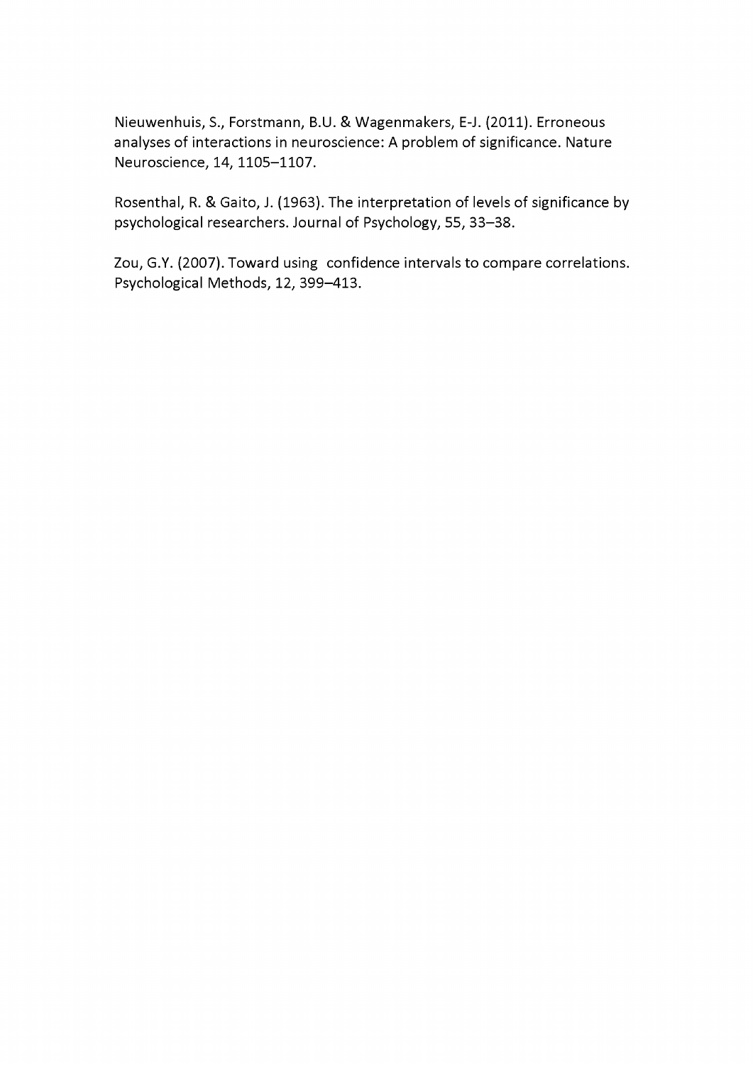Nieuwenhuis, S., Forstmann, B.U. & Wagenmakers, E-J. (2011). Erroneous analyses of interactions in neuroscience: A problem of significance. Nature Neuroscience, 14, 1105–1107.

Rosenthal, R. & Gaito, J. (1963). The interpretation of levels of significance by psychological researchers. Journal of Psychology, 55, 33–38.

Zou, G.Y. (2007). Toward using confidence intervals to compare correlations. Psychological Methods, 12, 399–413.